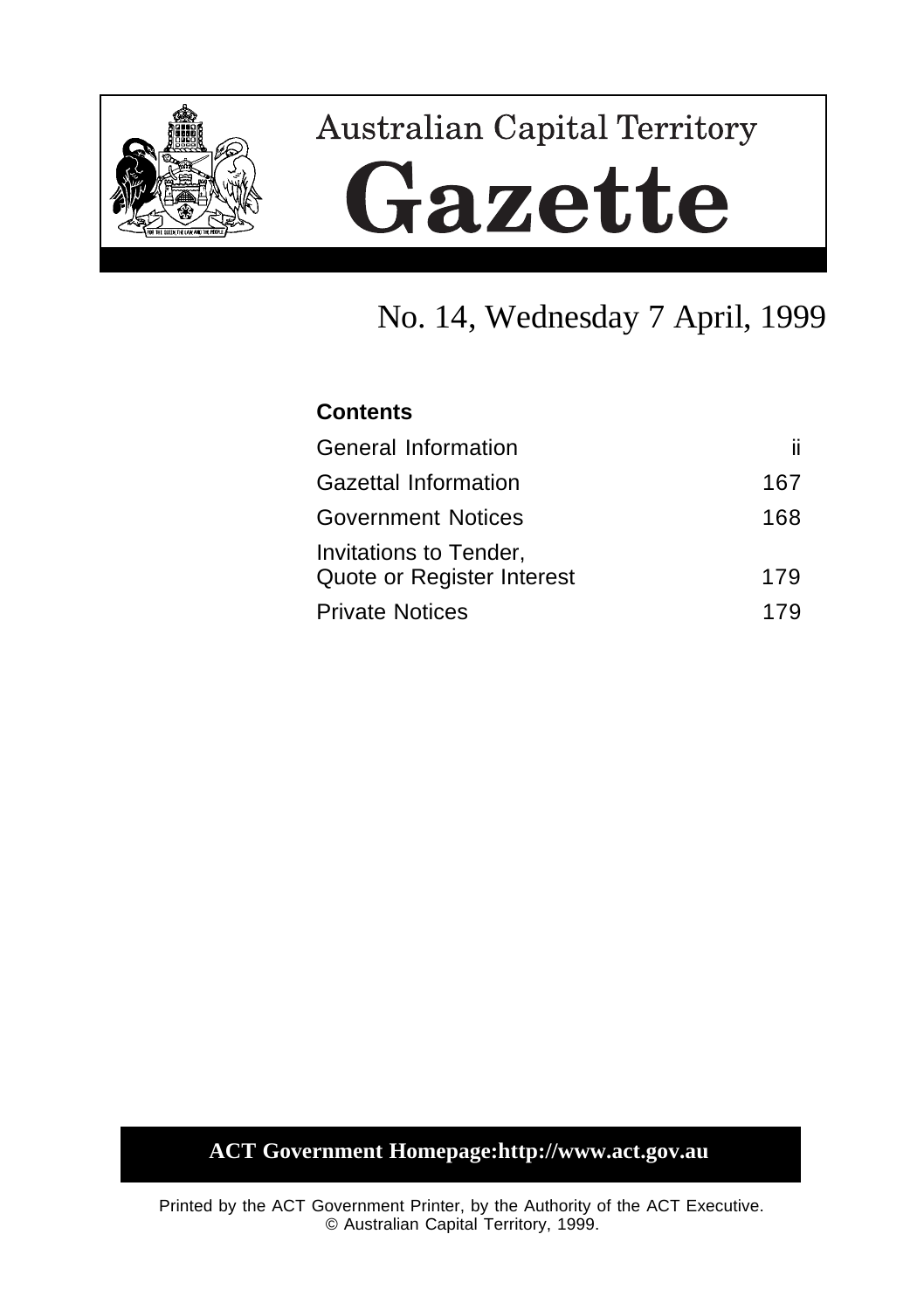# Australian Capital Territory

# Gazette

## No. 14, Wednesday 7 April, 1999

**Contents**

| | |
|---|---|
| General Information | ii |
| Gazettal Information | 167 |
| Government Notices | 168 |
| Invitations to Tender, Quote or Register Interest | 179 |
| Private Notices | 179 |

**ACT Government Homepage:http://www.act.gov.au**

Printed by the ACT Government Printer, by the Authority of the ACT Executive.
© Australian Capital Territory, 1999.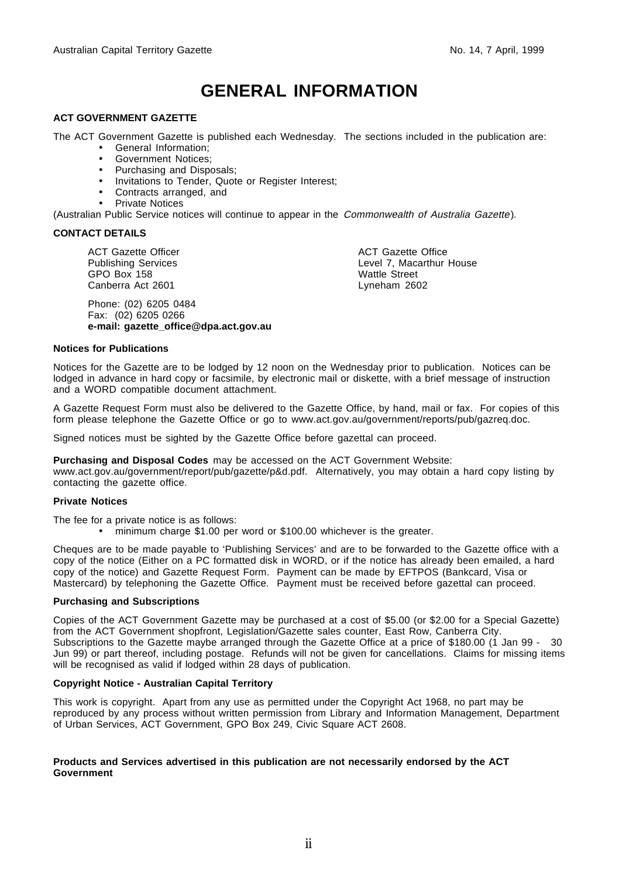# GENERAL INFORMATION

**ACT GOVERNMENT GAZETTE**

The ACT Government Gazette is published each Wednesday. The sections included in the publication are:

- General Information;
- Government Notices;
- Purchasing and Disposals;
- Invitations to Tender, Quote or Register Interest;
- Contracts arranged, and
- Private Notices

(Australian Public Service notices will continue to appear in the *Commonwealth of Australia Gazette*).

**CONTACT DETAILS**

ACT Gazette Officer
Publishing Services
GPO Box 158
Canberra Act 2601

ACT Gazette Office
Level 7, Macarthur House
Wattle Street
Lyneham 2602

Phone: (02) 6205 0484
Fax: (02) 6205 0266
**e-mail: gazette_office@dpa.act.gov.au**

**Notices for Publications**

Notices for the Gazette are to be lodged by 12 noon on the Wednesday prior to publication. Notices can be lodged in advance in hard copy or facsimile, by electronic mail or diskette, with a brief message of instruction and a WORD compatible document attachment.

A Gazette Request Form must also be delivered to the Gazette Office, by hand, mail or fax. For copies of this form please telephone the Gazette Office or go to www.act.gov.au/government/reports/pub/gazreq.doc.

Signed notices must be sighted by the Gazette Office before gazettal can proceed.

**Purchasing and Disposal Codes** may be accessed on the ACT Government Website: www.act.gov.au/government/report/pub/gazette/p&d.pdf. Alternatively, you may obtain a hard copy listing by contacting the gazette office.

**Private Notices**

The fee for a private notice is as follows:

- minimum charge $1.00 per word or $100.00 whichever is the greater.

Cheques are to be made payable to 'Publishing Services' and are to be forwarded to the Gazette office with a copy of the notice (Either on a PC formatted disk in WORD, or if the notice has already been emailed, a hard copy of the notice) and Gazette Request Form. Payment can be made by EFTPOS (Bankcard, Visa or Mastercard) by telephoning the Gazette Office. Payment must be received before gazettal can proceed.

**Purchasing and Subscriptions**

Copies of the ACT Government Gazette may be purchased at a cost of $5.00 (or $2.00 for a Special Gazette) from the ACT Government shopfront, Legislation/Gazette sales counter, East Row, Canberra City. Subscriptions to the Gazette maybe arranged through the Gazette Office at a price of $180.00 (1 Jan 99 - 30 Jun 99) or part thereof, including postage. Refunds will not be given for cancellations. Claims for missing items will be recognised as valid if lodged within 28 days of publication.

**Copyright Notice - Australian Capital Territory**

This work is copyright. Apart from any use as permitted under the Copyright Act 1968, no part may be reproduced by any process without written permission from Library and Information Management, Department of Urban Services, ACT Government, GPO Box 249, Civic Square ACT 2608.

**Products and Services advertised in this publication are not necessarily endorsed by the ACT Government**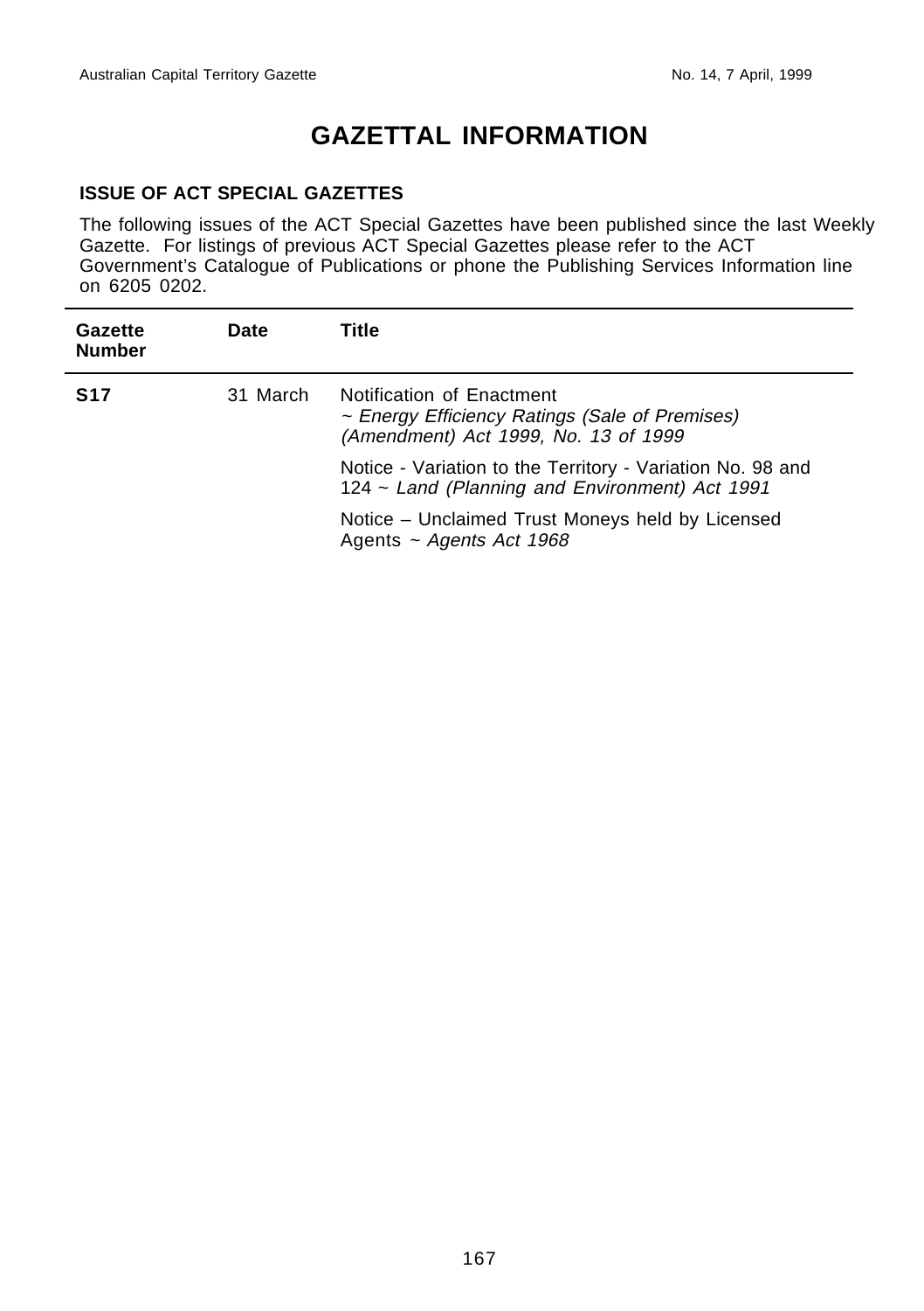# GAZETTAL INFORMATION

### ISSUE OF ACT SPECIAL GAZETTES

The following issues of the ACT Special Gazettes have been published since the last Weekly Gazette. For listings of previous ACT Special Gazettes please refer to the ACT Government's Catalogue of Publications or phone the Publishing Services Information line on 6205 0202.

| Gazette Number | Date | Title |
|---|---|---|
| **S17** | 31 March | Notification of Enactment ~ *Energy Efficiency Ratings (Sale of Premises) (Amendment) Act 1999, No. 13 of 1999* |
| | | Notice - Variation to the Territory - Variation No. 98 and 124 ~ *Land (Planning and Environment) Act 1991* |
| | | Notice – Unclaimed Trust Moneys held by Licensed Agents ~ *Agents Act 1968* |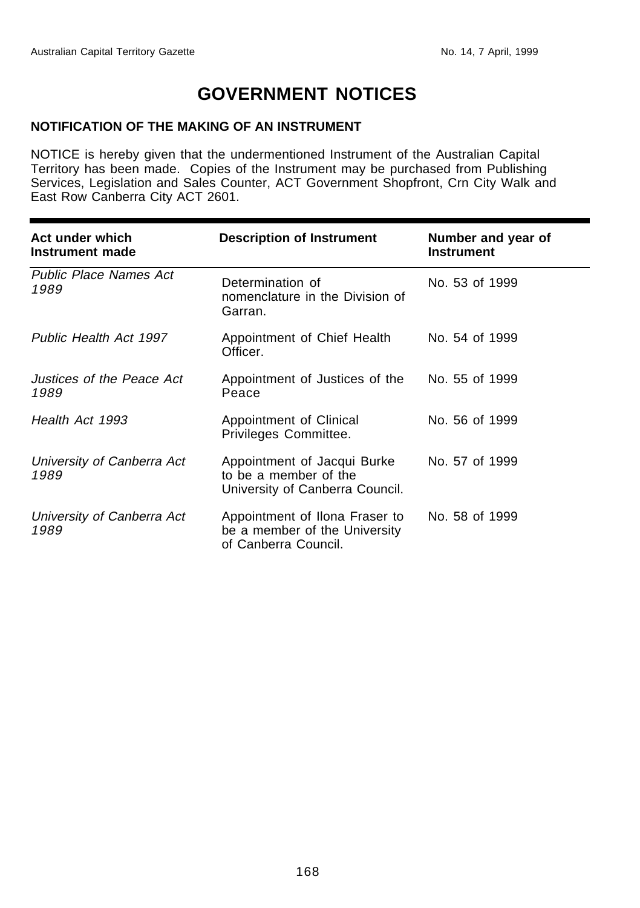# GOVERNMENT NOTICES

**NOTIFICATION OF THE MAKING OF AN INSTRUMENT**

NOTICE is hereby given that the undermentioned Instrument of the Australian Capital Territory has been made. Copies of the Instrument may be purchased from Publishing Services, Legislation and Sales Counter, ACT Government Shopfront, Crn City Walk and East Row Canberra City ACT 2601.

| Act under which Instrument made | Description of Instrument | Number and year of Instrument |
|---|---|---|
| *Public Place Names Act 1989* | Determination of nomenclature in the Division of Garran. | No. 53 of 1999 |
| *Public Health Act 1997* | Appointment of Chief Health Officer. | No. 54 of 1999 |
| *Justices of the Peace Act 1989* | Appointment of Justices of the Peace | No. 55 of 1999 |
| *Health Act 1993* | Appointment of Clinical Privileges Committee. | No. 56 of 1999 |
| *University of Canberra Act 1989* | Appointment of Jacqui Burke to be a member of the University of Canberra Council. | No. 57 of 1999 |
| *University of Canberra Act 1989* | Appointment of Ilona Fraser to be a member of the University of Canberra Council. | No. 58 of 1999 |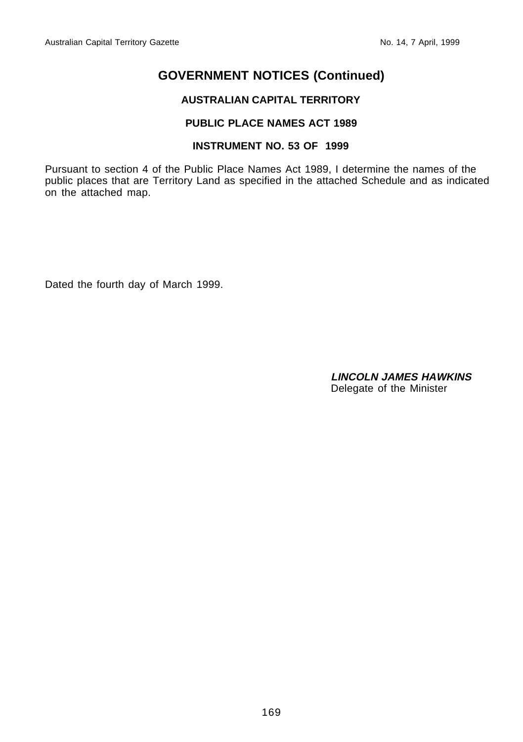# GOVERNMENT NOTICES (Continued)

## AUSTRALIAN CAPITAL TERRITORY

## PUBLIC PLACE NAMES ACT 1989

## INSTRUMENT NO. 53 OF 1999

Pursuant to section 4 of the Public Place Names Act 1989, I determine the names of the public places that are Territory Land as specified in the attached Schedule and as indicated on the attached map.

Dated the fourth day of March 1999.

***LINCOLN JAMES HAWKINS***
Delegate of the Minister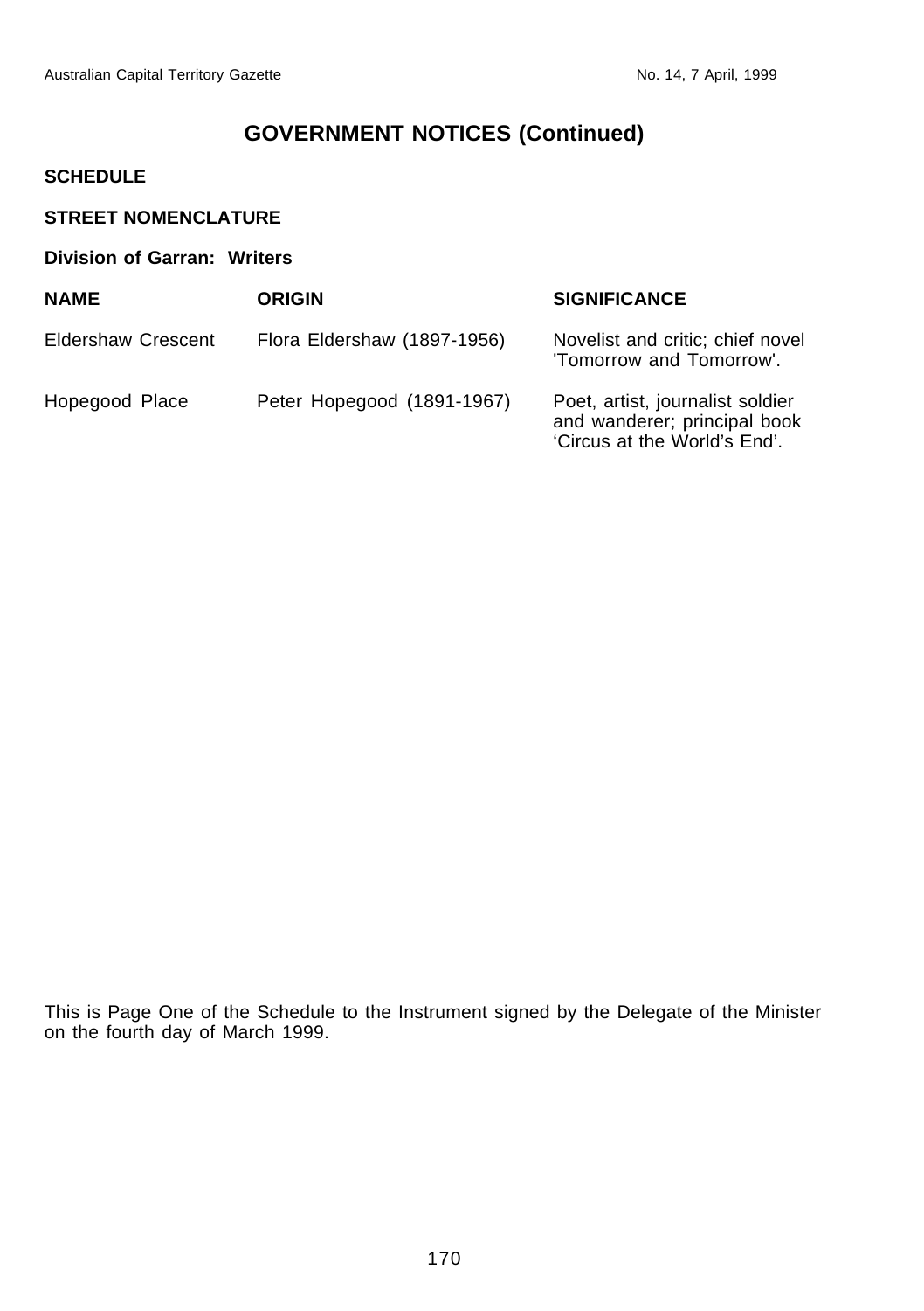## GOVERNMENT NOTICES (Continued)

**SCHEDULE**

**STREET NOMENCLATURE**

**Division of Garran: Writers**

| NAME | ORIGIN | SIGNIFICANCE |
|---|---|---|
| Eldershaw Crescent | Flora Eldershaw (1897-1956) | Novelist and critic; chief novel 'Tomorrow and Tomorrow'. |
| Hopegood Place | Peter Hopegood (1891-1967) | Poet, artist, journalist soldier and wanderer; principal book 'Circus at the World's End'. |

This is Page One of the Schedule to the Instrument signed by the Delegate of the Minister on the fourth day of March 1999.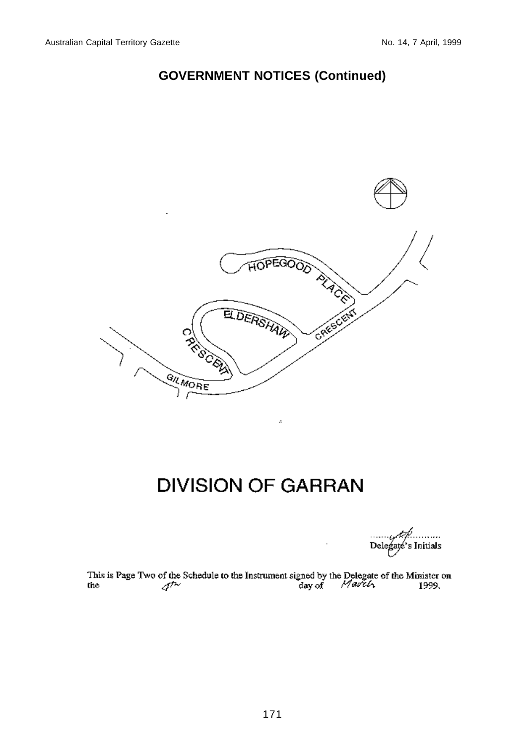## GOVERNMENT NOTICES (Continued)

HOPEGOOD PLACE

ELDERSHAW CRESCENT

GILMORE CRESCENT

# DIVISION OF GARRAN

Delegate's Initials

This is Page Two of the Schedule to the Instrument signed by the Delegate of the Minister on the 4th day of March 1999.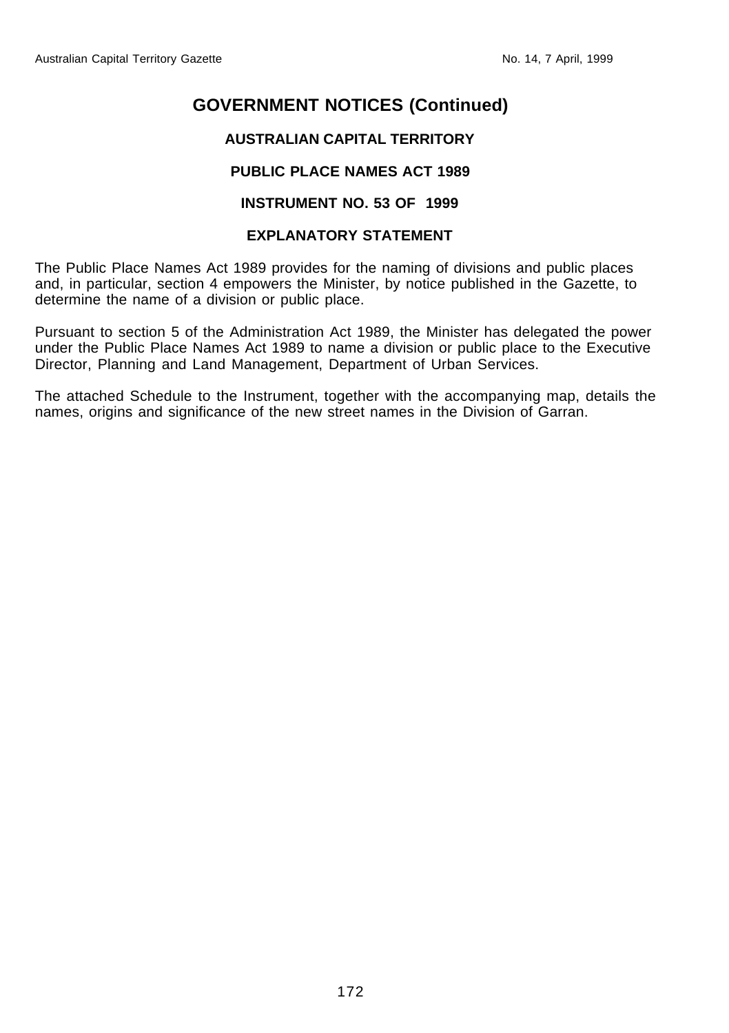# GOVERNMENT NOTICES (Continued)

### AUSTRALIAN CAPITAL TERRITORY

### PUBLIC PLACE NAMES ACT 1989

### INSTRUMENT NO. 53 OF 1999

### EXPLANATORY STATEMENT

The Public Place Names Act 1989 provides for the naming of divisions and public places and, in particular, section 4 empowers the Minister, by notice published in the Gazette, to determine the name of a division or public place.

Pursuant to section 5 of the Administration Act 1989, the Minister has delegated the power under the Public Place Names Act 1989 to name a division or public place to the Executive Director, Planning and Land Management, Department of Urban Services.

The attached Schedule to the Instrument, together with the accompanying map, details the names, origins and significance of the new street names in the Division of Garran.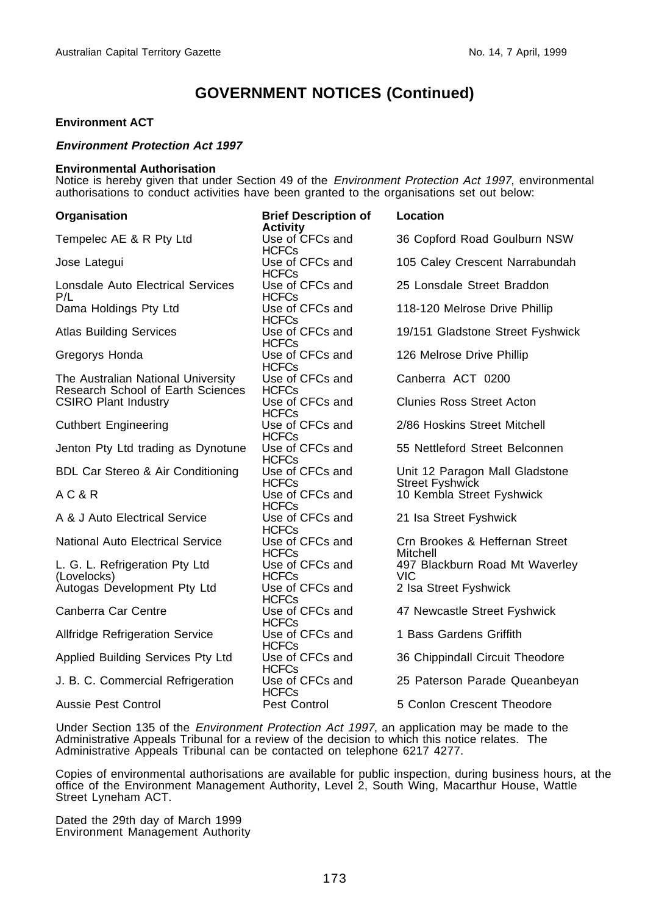# GOVERNMENT NOTICES (Continued)

**Environment ACT**

***Environment Protection Act 1997***

**Environmental Authorisation**

Notice is hereby given that under Section 49 of the *Environment Protection Act 1997*, environmental authorisations to conduct activities have been granted to the organisations set out below:

| Organisation | Brief Description of Activity | Location |
|---|---|---|
| Tempelec AE & R Pty Ltd | Use of CFCs and HCFCs | 36 Copford Road Goulburn NSW |
| Jose Lategui | Use of CFCs and HCFCs | 105 Caley Crescent Narrabundah |
| Lonsdale Auto Electrical Services P/L | Use of CFCs and HCFCs | 25 Lonsdale Street Braddon |
| Dama Holdings Pty Ltd | Use of CFCs and HCFCs | 118-120 Melrose Drive Phillip |
| Atlas Building Services | Use of CFCs and HCFCs | 19/151 Gladstone Street Fyshwick |
| Gregorys Honda | Use of CFCs and HCFCs | 126 Melrose Drive Phillip |
| The Australian National University Research School of Earth Sciences | Use of CFCs and HCFCs | Canberra ACT 0200 |
| CSIRO Plant Industry | Use of CFCs and HCFCs | Clunies Ross Street Acton |
| Cuthbert Engineering | Use of CFCs and HCFCs | 2/86 Hoskins Street Mitchell |
| Jenton Pty Ltd trading as Dynotune | Use of CFCs and HCFCs | 55 Nettleford Street Belconnen |
| BDL Car Stereo & Air Conditioning | Use of CFCs and HCFCs | Unit 12 Paragon Mall Gladstone Street Fyshwick |
| A C & R | Use of CFCs and HCFCs | 10 Kembla Street Fyshwick |
| A & J Auto Electrical Service | Use of CFCs and HCFCs | 21 Isa Street Fyshwick |
| National Auto Electrical Service | Use of CFCs and HCFCs | Crn Brookes & Heffernan Street Mitchell |
| L. G. L. Refrigeration Pty Ltd (Lovelocks) | Use of CFCs and HCFCs | 497 Blackburn Road Mt Waverley VIC |
| Autogas Development Pty Ltd | Use of CFCs and HCFCs | 2 Isa Street Fyshwick |
| Canberra Car Centre | Use of CFCs and HCFCs | 47 Newcastle Street Fyshwick |
| Allfridge Refrigeration Service | Use of CFCs and HCFCs | 1 Bass Gardens Griffith |
| Applied Building Services Pty Ltd | Use of CFCs and HCFCs | 36 Chippindall Circuit Theodore |
| J. B. C. Commercial Refrigeration | Use of CFCs and HCFCs | 25 Paterson Parade Queanbeyan |
| Aussie Pest Control | Pest Control | 5 Conlon Crescent Theodore |

Under Section 135 of the *Environment Protection Act 1997*, an application may be made to the Administrative Appeals Tribunal for a review of the decision to which this notice relates. The Administrative Appeals Tribunal can be contacted on telephone 6217 4277.

Copies of environmental authorisations are available for public inspection, during business hours, at the office of the Environment Management Authority, Level 2, South Wing, Macarthur House, Wattle Street Lyneham ACT.

Dated the 29th day of March 1999
Environment Management Authority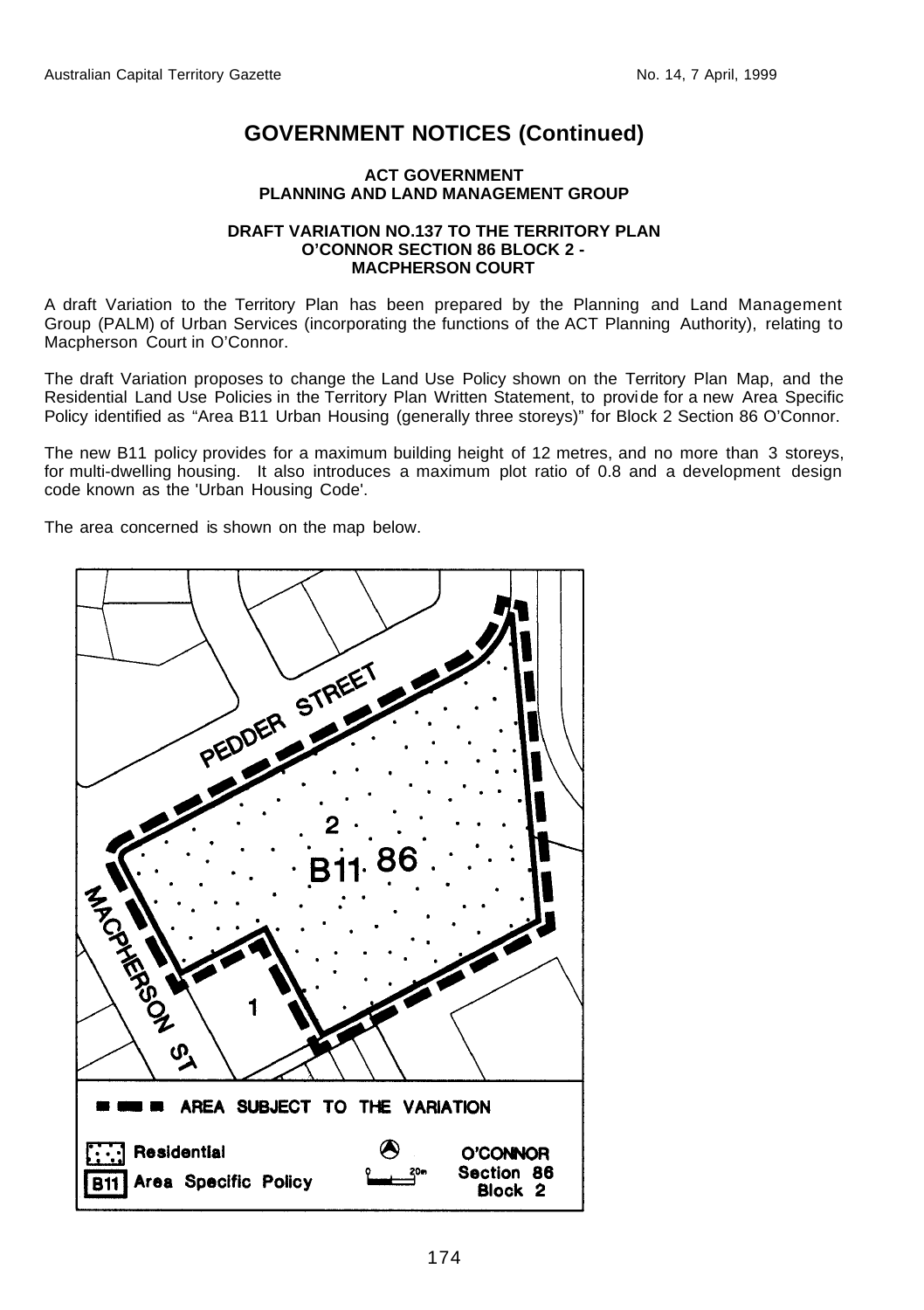# GOVERNMENT NOTICES (Continued)

**ACT GOVERNMENT**
**PLANNING AND LAND MANAGEMENT GROUP**

**DRAFT VARIATION NO.137 TO THE TERRITORY PLAN**
**O'CONNOR SECTION 86 BLOCK 2 -**
**MACPHERSON COURT**

A draft Variation to the Territory Plan has been prepared by the Planning and Land Management Group (PALM) of Urban Services (incorporating the functions of the ACT Planning Authority), relating to Macpherson Court in O'Connor.

The draft Variation proposes to change the Land Use Policy shown on the Territory Plan Map, and the Residential Land Use Policies in the Territory Plan Written Statement, to provide for a new Area Specific Policy identified as "Area B11 Urban Housing (generally three storeys)" for Block 2 Section 86 O'Connor.

The new B11 policy provides for a maximum building height of 12 metres, and no more than 3 storeys, for multi-dwelling housing. It also introduces a maximum plot ratio of 0.8 and a development design code known as the 'Urban Housing Code'.

The area concerned is shown on the map below.

PEDDER STREET

MACPHERSON ST

2

B11 86

1

AREA SUBJECT TO THE VARIATION

Residential

B11 Area Specific Policy

20m

O'CONNOR
Section 86
Block 2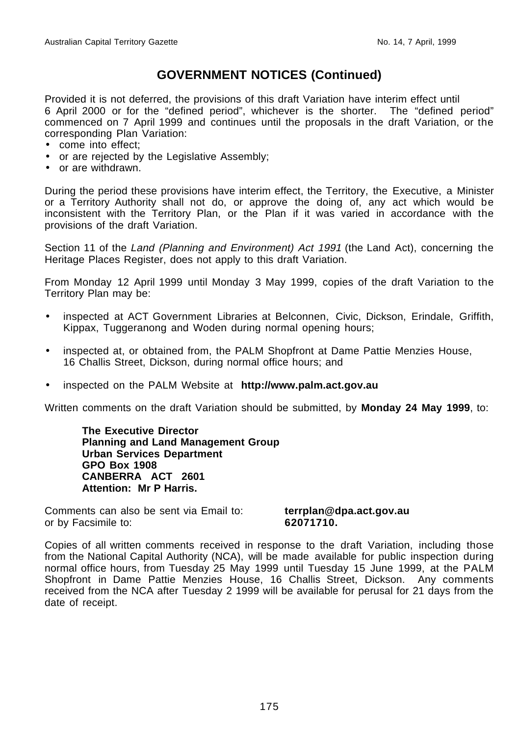## GOVERNMENT NOTICES (Continued)

Provided it is not deferred, the provisions of this draft Variation have interim effect until 6 April 2000 or for the "defined period", whichever is the shorter. The "defined period" commenced on 7 April 1999 and continues until the proposals in the draft Variation, or the corresponding Plan Variation:

- come into effect;
- or are rejected by the Legislative Assembly;
- or are withdrawn.

During the period these provisions have interim effect, the Territory, the Executive, a Minister or a Territory Authority shall not do, or approve the doing of, any act which would be inconsistent with the Territory Plan, or the Plan if it was varied in accordance with the provisions of the draft Variation.

Section 11 of the *Land (Planning and Environment) Act 1991* (the Land Act), concerning the Heritage Places Register, does not apply to this draft Variation.

From Monday 12 April 1999 until Monday 3 May 1999, copies of the draft Variation to the Territory Plan may be:

- inspected at ACT Government Libraries at Belconnen, Civic, Dickson, Erindale, Griffith, Kippax, Tuggeranong and Woden during normal opening hours;
- inspected at, or obtained from, the PALM Shopfront at Dame Pattie Menzies House, 16 Challis Street, Dickson, during normal office hours; and
- inspected on the PALM Website at **http://www.palm.act.gov.au**

Written comments on the draft Variation should be submitted, by **Monday 24 May 1999**, to:

> **The Executive Director**
> **Planning and Land Management Group**
> **Urban Services Department**
> **GPO Box 1908**
> **CANBERRA ACT 2601**
> **Attention: Mr P Harris.**

Comments can also be sent via Email to: **terrplan@dpa.act.gov.au**
or by Facsimile to: **62071710.**

Copies of all written comments received in response to the draft Variation, including those from the National Capital Authority (NCA), will be made available for public inspection during normal office hours, from Tuesday 25 May 1999 until Tuesday 15 June 1999, at the PALM Shopfront in Dame Pattie Menzies House, 16 Challis Street, Dickson. Any comments received from the NCA after Tuesday 2 1999 will be available for perusal for 21 days from the date of receipt.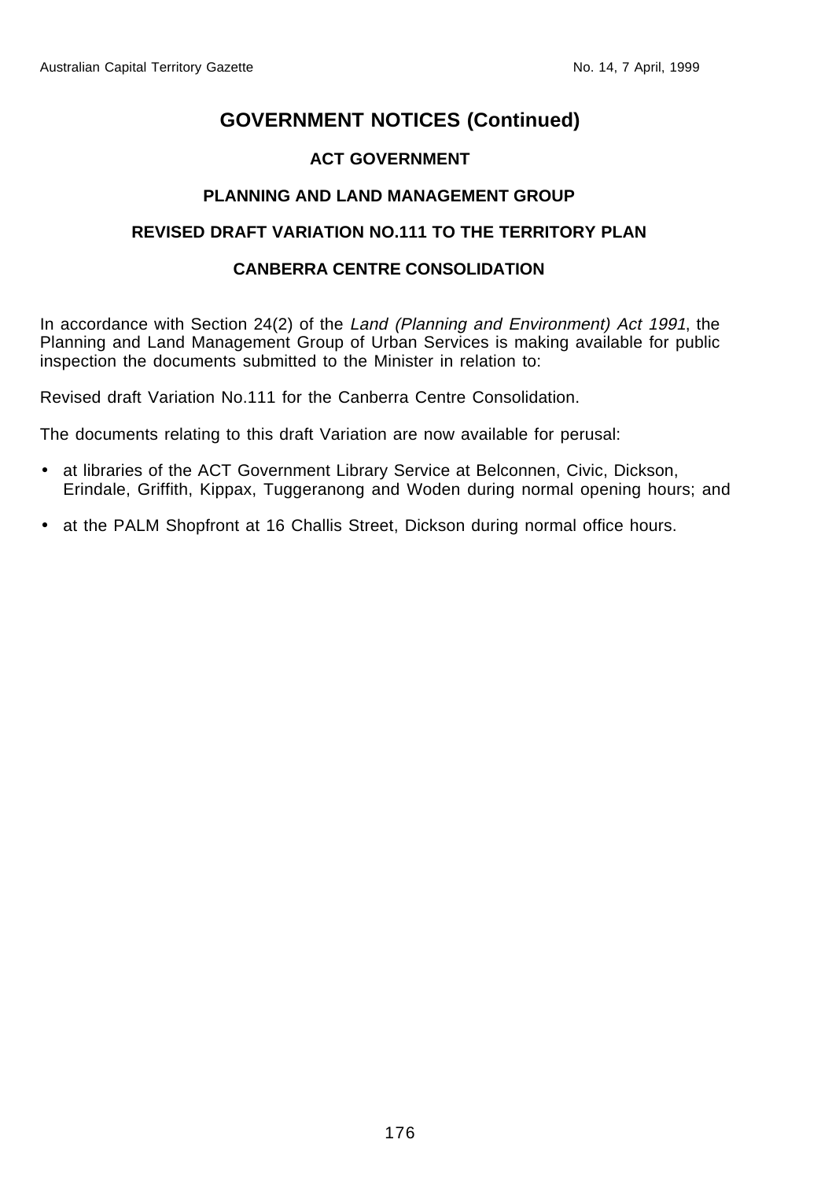# GOVERNMENT NOTICES (Continued)

## ACT GOVERNMENT

### PLANNING AND LAND MANAGEMENT GROUP

### REVISED DRAFT VARIATION NO.111 TO THE TERRITORY PLAN

### CANBERRA CENTRE CONSOLIDATION

In accordance with Section 24(2) of the *Land (Planning and Environment) Act 1991*, the Planning and Land Management Group of Urban Services is making available for public inspection the documents submitted to the Minister in relation to:

Revised draft Variation No.111 for the Canberra Centre Consolidation.

The documents relating to this draft Variation are now available for perusal:

- at libraries of the ACT Government Library Service at Belconnen, Civic, Dickson, Erindale, Griffith, Kippax, Tuggeranong and Woden during normal opening hours; and
- at the PALM Shopfront at 16 Challis Street, Dickson during normal office hours.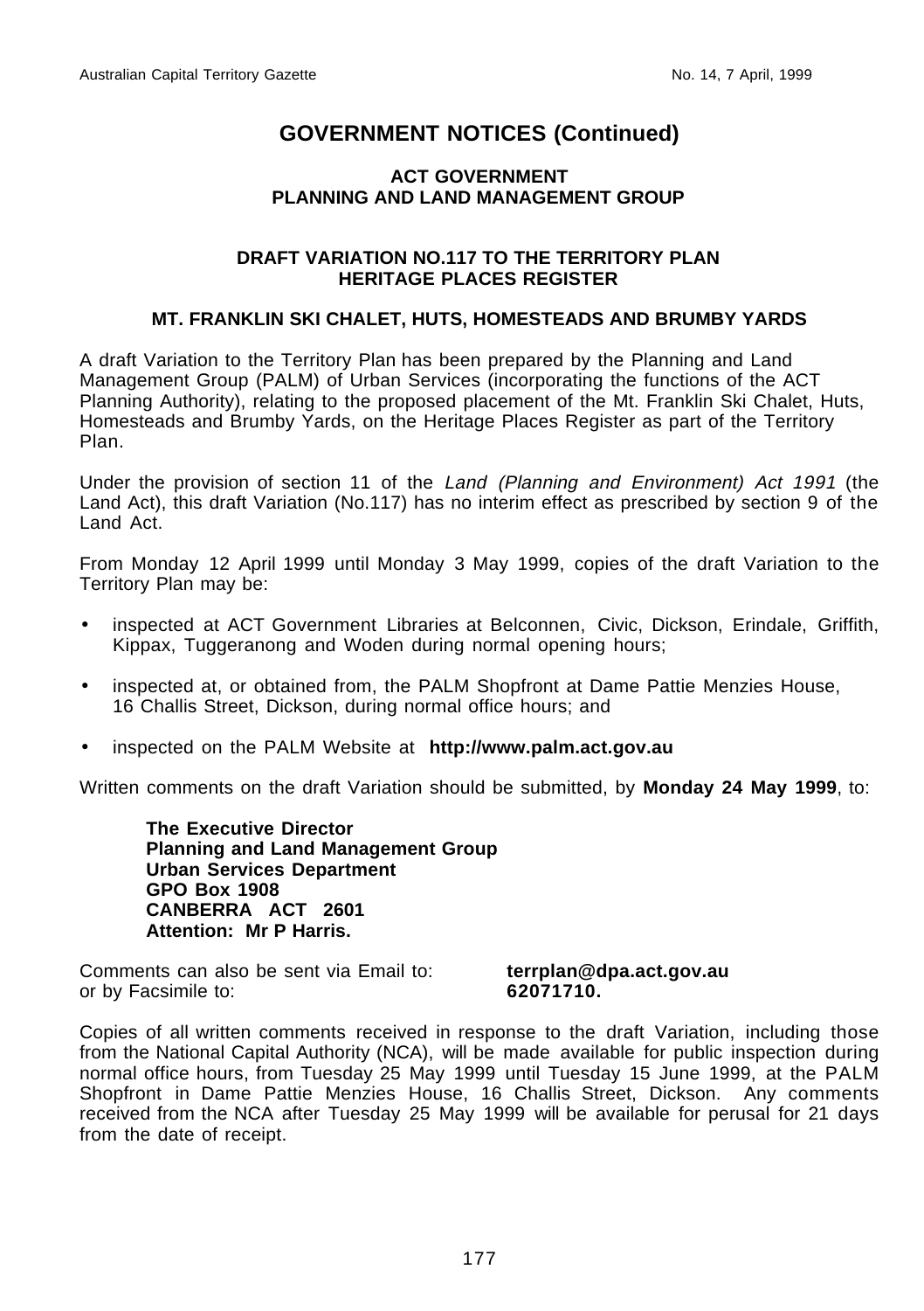# GOVERNMENT NOTICES (Continued)

### ACT GOVERNMENT
### PLANNING AND LAND MANAGEMENT GROUP

### DRAFT VARIATION NO.117 TO THE TERRITORY PLAN
### HERITAGE PLACES REGISTER

### MT. FRANKLIN SKI CHALET, HUTS, HOMESTEADS AND BRUMBY YARDS

A draft Variation to the Territory Plan has been prepared by the Planning and Land Management Group (PALM) of Urban Services (incorporating the functions of the ACT Planning Authority), relating to the proposed placement of the Mt. Franklin Ski Chalet, Huts, Homesteads and Brumby Yards, on the Heritage Places Register as part of the Territory Plan.

Under the provision of section 11 of the *Land (Planning and Environment) Act 1991* (the Land Act), this draft Variation (No.117) has no interim effect as prescribed by section 9 of the Land Act.

From Monday 12 April 1999 until Monday 3 May 1999, copies of the draft Variation to the Territory Plan may be:

- inspected at ACT Government Libraries at Belconnen, Civic, Dickson, Erindale, Griffith, Kippax, Tuggeranong and Woden during normal opening hours;
- inspected at, or obtained from, the PALM Shopfront at Dame Pattie Menzies House, 16 Challis Street, Dickson, during normal office hours; and
- inspected on the PALM Website at **http://www.palm.act.gov.au**

Written comments on the draft Variation should be submitted, by **Monday 24 May 1999**, to:

**The Executive Director**
**Planning and Land Management Group**
**Urban Services Department**
**GPO Box 1908**
**CANBERRA ACT 2601**
**Attention: Mr P Harris.**

Comments can also be sent via Email to: **terrplan@dpa.act.gov.au**
or by Facsimile to: **62071710.**

Copies of all written comments received in response to the draft Variation, including those from the National Capital Authority (NCA), will be made available for public inspection during normal office hours, from Tuesday 25 May 1999 until Tuesday 15 June 1999, at the PALM Shopfront in Dame Pattie Menzies House, 16 Challis Street, Dickson. Any comments received from the NCA after Tuesday 25 May 1999 will be available for perusal for 21 days from the date of receipt.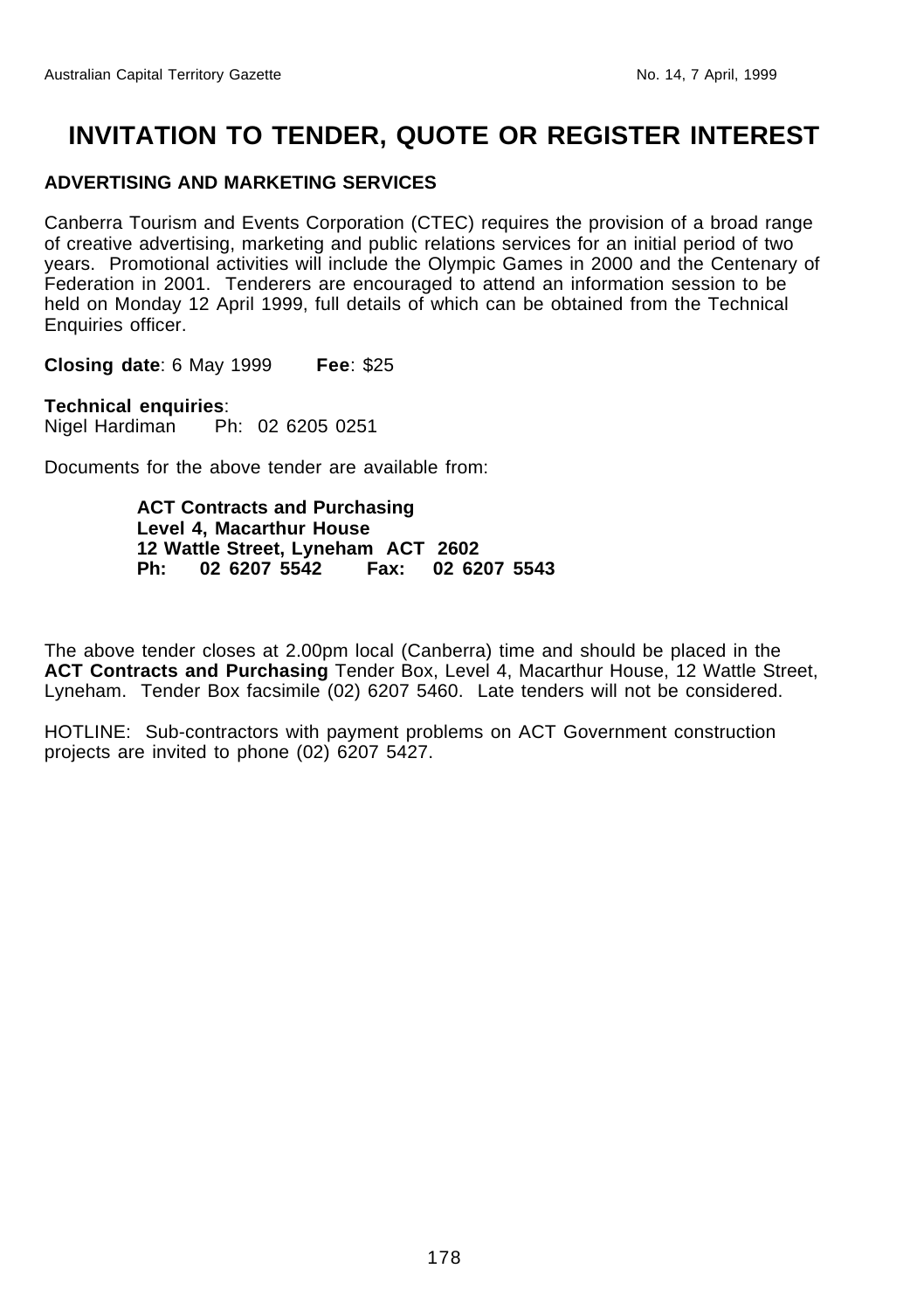# INVITATION TO TENDER, QUOTE OR REGISTER INTEREST

**ADVERTISING AND MARKETING SERVICES**

Canberra Tourism and Events Corporation (CTEC) requires the provision of a broad range of creative advertising, marketing and public relations services for an initial period of two years. Promotional activities will include the Olympic Games in 2000 and the Centenary of Federation in 2001. Tenderers are encouraged to attend an information session to be held on Monday 12 April 1999, full details of which can be obtained from the Technical Enquiries officer.

**Closing date**: 6 May 1999 **Fee**: $25

**Technical enquiries**:
Nigel Hardiman Ph: 02 6205 0251

Documents for the above tender are available from:

> **ACT Contracts and Purchasing**
> **Level 4, Macarthur House**
> **12 Wattle Street, Lyneham ACT 2602**
> **Ph: 02 6207 5542 Fax: 02 6207 5543**

The above tender closes at 2.00pm local (Canberra) time and should be placed in the **ACT Contracts and Purchasing** Tender Box, Level 4, Macarthur House, 12 Wattle Street, Lyneham. Tender Box facsimile (02) 6207 5460. Late tenders will not be considered.

HOTLINE: Sub-contractors with payment problems on ACT Government construction projects are invited to phone (02) 6207 5427.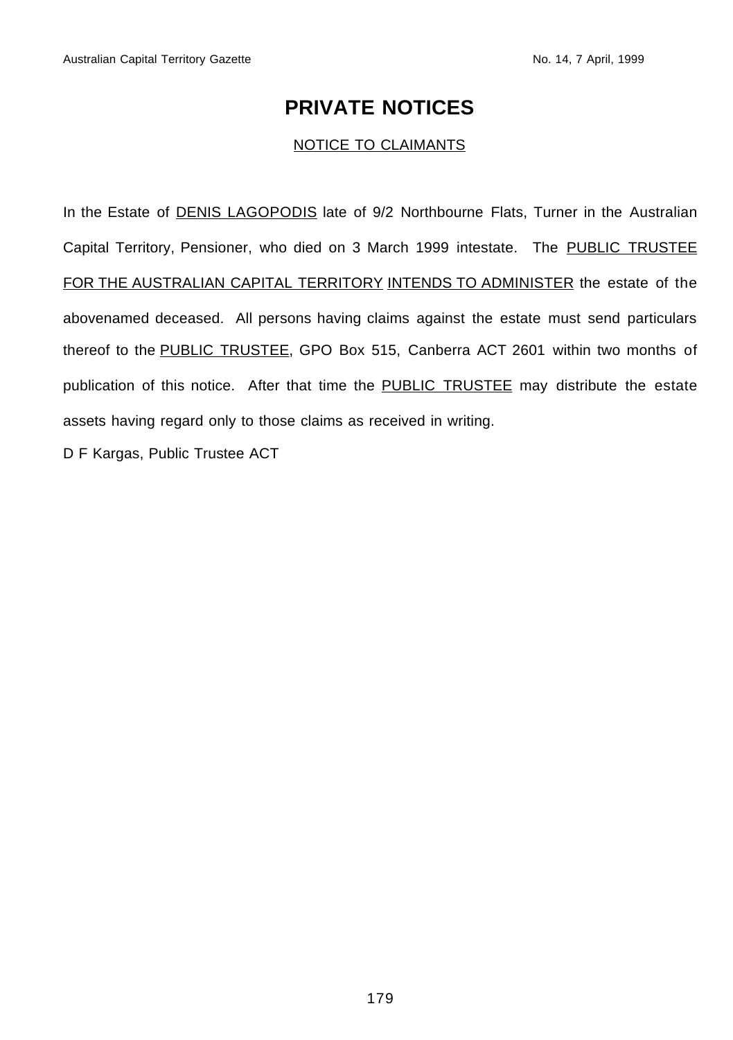# PRIVATE NOTICES

## NOTICE TO CLAIMANTS

In the Estate of DENIS LAGOPODIS late of 9/2 Northbourne Flats, Turner in the Australian Capital Territory, Pensioner, who died on 3 March 1999 intestate. The PUBLIC TRUSTEE FOR THE AUSTRALIAN CAPITAL TERRITORY INTENDS TO ADMINISTER the estate of the abovenamed deceased. All persons having claims against the estate must send particulars thereof to the PUBLIC TRUSTEE, GPO Box 515, Canberra ACT 2601 within two months of publication of this notice. After that time the PUBLIC TRUSTEE may distribute the estate assets having regard only to those claims as received in writing.

D F Kargas, Public Trustee ACT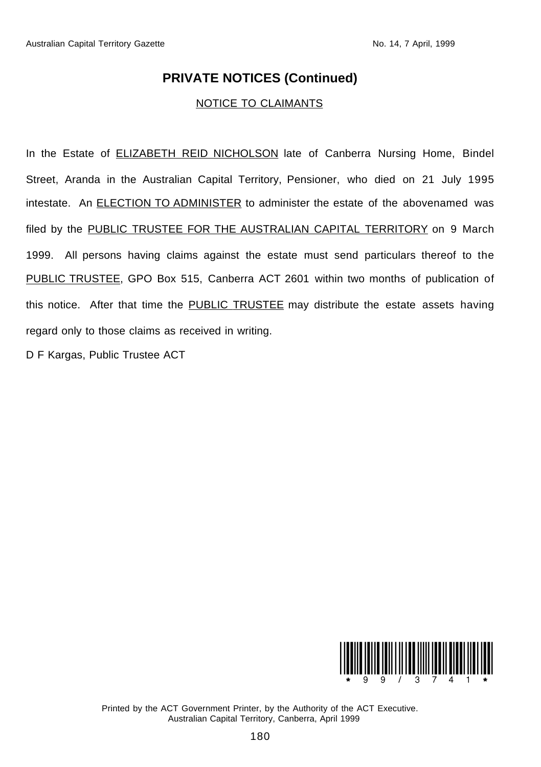## PRIVATE NOTICES (Continued)

NOTICE TO CLAIMANTS

In the Estate of ELIZABETH REID NICHOLSON late of Canberra Nursing Home, Bindel Street, Aranda in the Australian Capital Territory, Pensioner, who died on 21 July 1995 intestate. An ELECTION TO ADMINISTER to administer the estate of the abovenamed was filed by the PUBLIC TRUSTEE FOR THE AUSTRALIAN CAPITAL TERRITORY on 9 March 1999. All persons having claims against the estate must send particulars thereof to the PUBLIC TRUSTEE, GPO Box 515, Canberra ACT 2601 within two months of publication of this notice. After that time the PUBLIC TRUSTEE may distribute the estate assets having regard only to those claims as received in writing.

D F Kargas, Public Trustee ACT

*99/3741*

Printed by the ACT Government Printer, by the Authority of the ACT Executive.
Australian Capital Territory, Canberra, April 1999